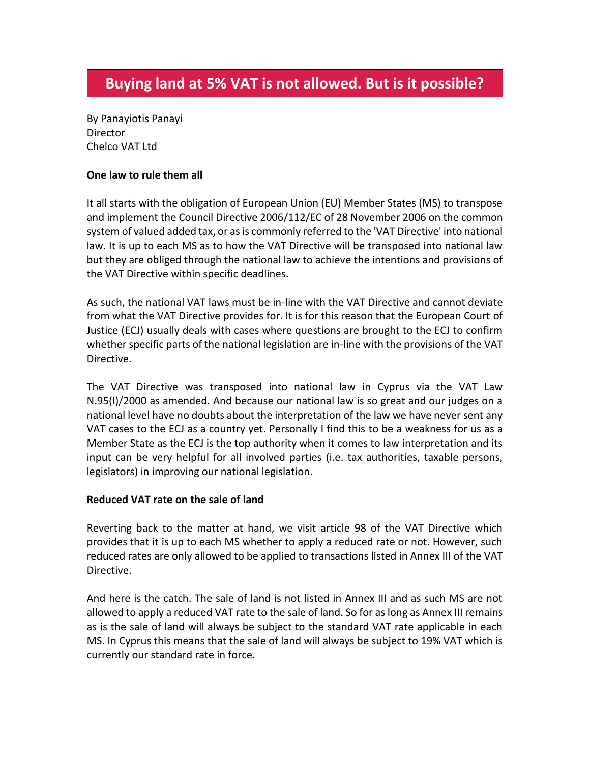# Buying land at 5% VAT is not allowed. But is it possible?

By Panayiotis Panayi
Director
Chelco VAT Ltd

**One law to rule them all**

It all starts with the obligation of European Union (EU) Member States (MS) to transpose and implement the Council Directive 2006/112/EC of 28 November 2006 on the common system of valued added tax, or as is commonly referred to the 'VAT Directive' into national law. It is up to each MS as to how the VAT Directive will be transposed into national law but they are obliged through the national law to achieve the intentions and provisions of the VAT Directive within specific deadlines.

As such, the national VAT laws must be in-line with the VAT Directive and cannot deviate from what the VAT Directive provides for. It is for this reason that the European Court of Justice (ECJ) usually deals with cases where questions are brought to the ECJ to confirm whether specific parts of the national legislation are in-line with the provisions of the VAT Directive.

The VAT Directive was transposed into national law in Cyprus via the VAT Law N.95(I)/2000 as amended. And because our national law is so great and our judges on a national level have no doubts about the interpretation of the law we have never sent any VAT cases to the ECJ as a country yet. Personally I find this to be a weakness for us as a Member State as the ECJ is the top authority when it comes to law interpretation and its input can be very helpful for all involved parties (i.e. tax authorities, taxable persons, legislators) in improving our national legislation.

**Reduced VAT rate on the sale of land**

Reverting back to the matter at hand, we visit article 98 of the VAT Directive which provides that it is up to each MS whether to apply a reduced rate or not. However, such reduced rates are only allowed to be applied to transactions listed in Annex III of the VAT Directive.

And here is the catch. The sale of land is not listed in Annex III and as such MS are not allowed to apply a reduced VAT rate to the sale of land. So for as long as Annex III remains as is the sale of land will always be subject to the standard VAT rate applicable in each MS. In Cyprus this means that the sale of land will always be subject to 19% VAT which is currently our standard rate in force.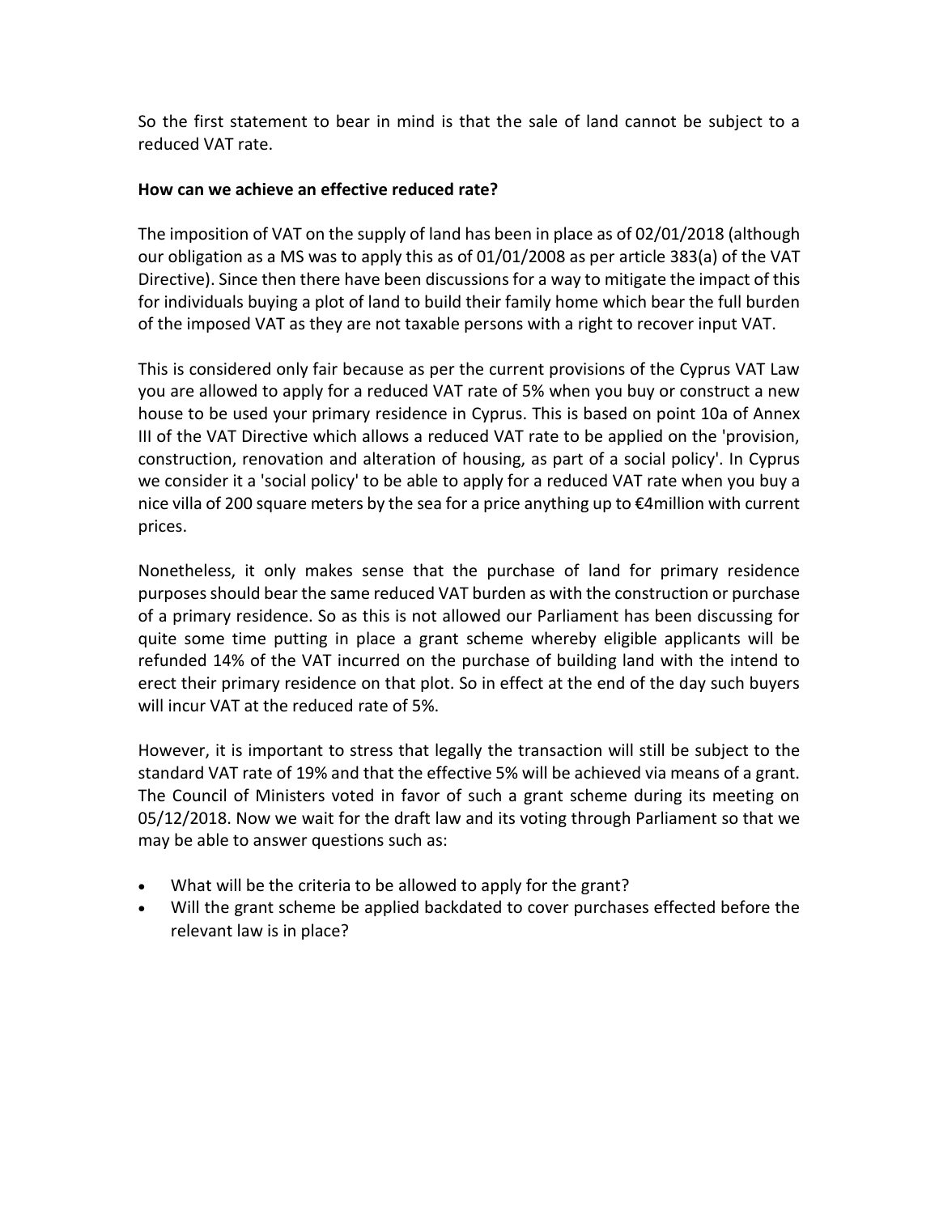So the first statement to bear in mind is that the sale of land cannot be subject to a reduced VAT rate.

**How can we achieve an effective reduced rate?**

The imposition of VAT on the supply of land has been in place as of 02/01/2018 (although our obligation as a MS was to apply this as of 01/01/2008 as per article 383(a) of the VAT Directive). Since then there have been discussions for a way to mitigate the impact of this for individuals buying a plot of land to build their family home which bear the full burden of the imposed VAT as they are not taxable persons with a right to recover input VAT.

This is considered only fair because as per the current provisions of the Cyprus VAT Law you are allowed to apply for a reduced VAT rate of 5% when you buy or construct a new house to be used your primary residence in Cyprus. This is based on point 10a of Annex III of the VAT Directive which allows a reduced VAT rate to be applied on the 'provision, construction, renovation and alteration of housing, as part of a social policy'. In Cyprus we consider it a 'social policy' to be able to apply for a reduced VAT rate when you buy a nice villa of 200 square meters by the sea for a price anything up to €4million with current prices.

Nonetheless, it only makes sense that the purchase of land for primary residence purposes should bear the same reduced VAT burden as with the construction or purchase of a primary residence. So as this is not allowed our Parliament has been discussing for quite some time putting in place a grant scheme whereby eligible applicants will be refunded 14% of the VAT incurred on the purchase of building land with the intend to erect their primary residence on that plot. So in effect at the end of the day such buyers will incur VAT at the reduced rate of 5%.

However, it is important to stress that legally the transaction will still be subject to the standard VAT rate of 19% and that the effective 5% will be achieved via means of a grant. The Council of Ministers voted in favor of such a grant scheme during its meeting on 05/12/2018. Now we wait for the draft law and its voting through Parliament so that we may be able to answer questions such as:

- What will be the criteria to be allowed to apply for the grant?
- Will the grant scheme be applied backdated to cover purchases effected before the relevant law is in place?